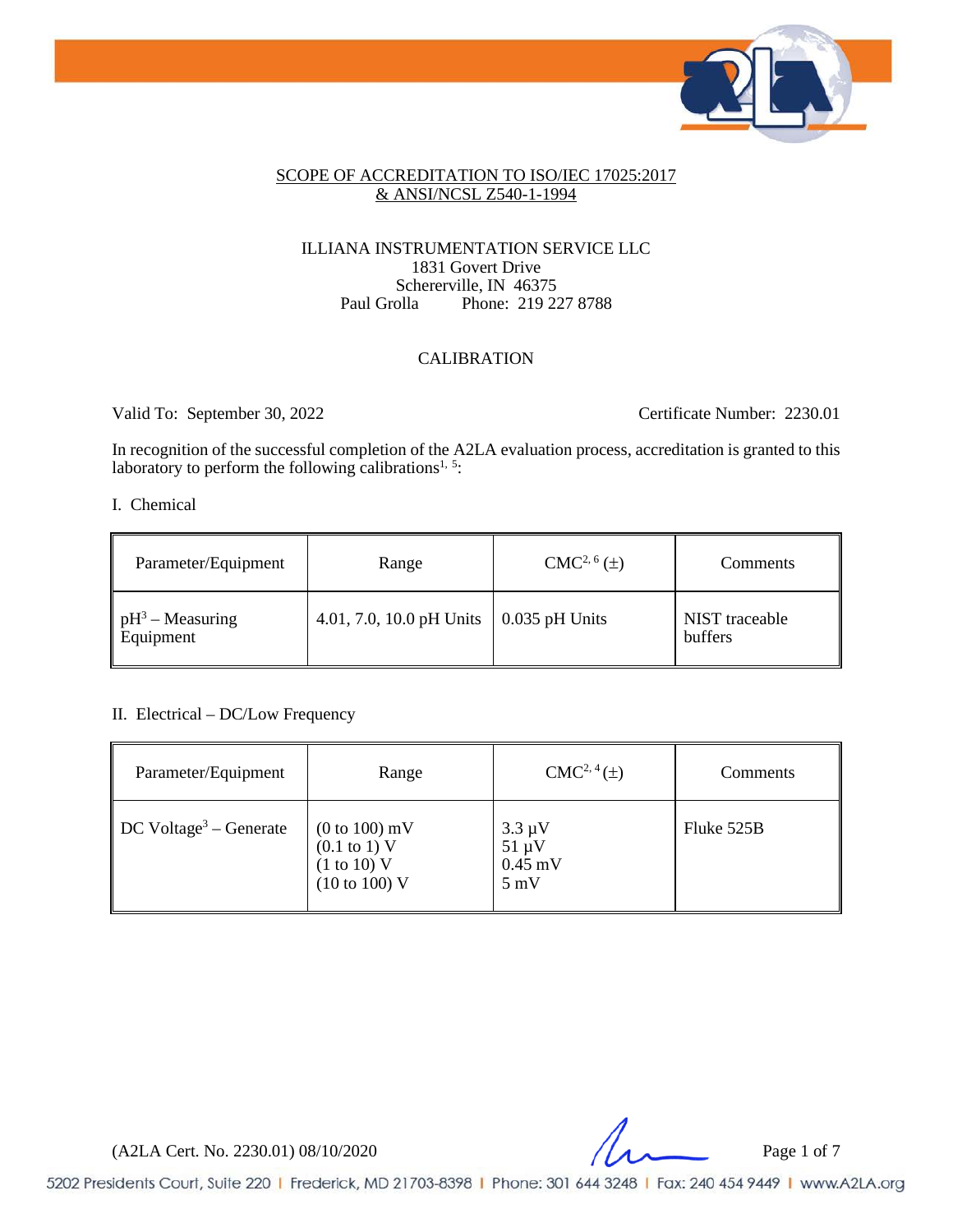SCOPE OF ACCREDITATION TO ISO/IEC 17025:2017
& ANSI/NCSL Z540-1-1994

ILLIANA INSTRUMENTATION SERVICE LLC
1831 Govert Drive
Schererville, IN 46375
Paul Grolla Phone: 219 227 8788

CALIBRATION

Valid To: September 30, 2022 Certificate Number: 2230.01

In recognition of the successful completion of the A2LA evaluation process, accreditation is granted to this laboratory to perform the following calibrations[1, 5]:

I. Chemical

| Parameter/Equipment | Range | CMC[2, 6] (±) | Comments |
|---|---|---|---|
| pH[3] – Measuring Equipment | 4.01, 7.0, 10.0 pH Units | 0.035 pH Units | NIST traceable buffers |

II. Electrical – DC/Low Frequency

| Parameter/Equipment | Range | CMC[2, 4] (±) | Comments |
|---|---|---|---|
| DC Voltage[3] – Generate | (0 to 100) mV<br>(0.1 to 1) V<br>(1 to 10) V<br>(10 to 100) V | 3.3 µV<br>51 µV<br>0.45 mV<br>5 mV | Fluke 525B |

(A2LA Cert. No. 2230.01) 08/10/2020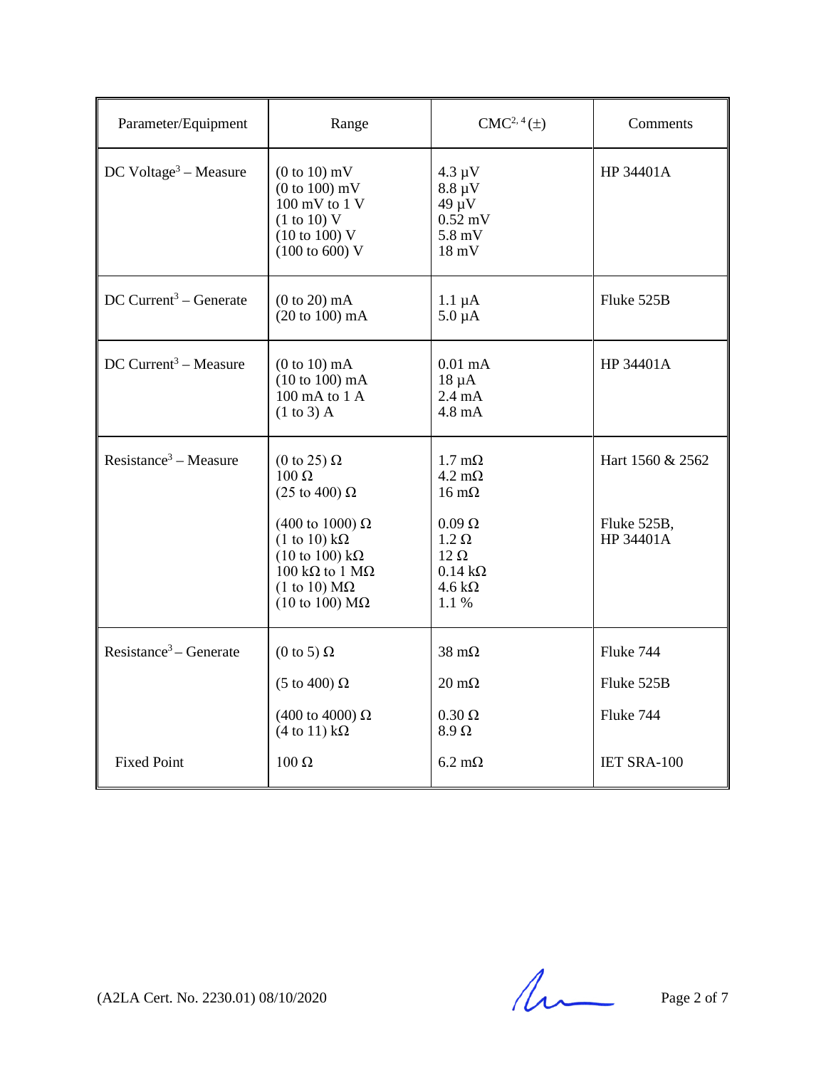| Parameter/Equipment | Range | CMC[2, 4] (±) | Comments |
|---|---|---|---|
| DC Voltage[3] – Measure | (0 to 10) mV<br>(0 to 100) mV<br>100 mV to 1 V<br>(1 to 10) V<br>(10 to 100) V<br>(100 to 600) V | 4.3 µV<br>8.8 µV<br>49 µV<br>0.52 mV<br>5.8 mV<br>18 mV | HP 34401A |
| DC Current[3] – Generate | (0 to 20) mA<br>(20 to 100) mA | 1.1 µA<br>5.0 µA | Fluke 525B |
| DC Current[3] – Measure | (0 to 10) mA<br>(10 to 100) mA<br>100 mA to 1 A<br>(1 to 3) A | 0.01 mA<br>18 µA<br>2.4 mA<br>4.8 mA | HP 34401A |
| Resistance[3] – Measure | (0 to 25) Ω<br>100 Ω<br>(25 to 400) Ω | 1.7 mΩ<br>4.2 mΩ<br>16 mΩ | Hart 1560 & 2562 |
| | (400 to 1000) Ω<br>(1 to 10) kΩ<br>(10 to 100) kΩ<br>100 kΩ to 1 MΩ<br>(1 to 10) MΩ<br>(10 to 100) MΩ | 0.09 Ω<br>1.2 Ω<br>12 Ω<br>0.14 kΩ<br>4.6 kΩ<br>1.1 % | Fluke 525B,<br>HP 34401A |
| Resistance[3] – Generate | (0 to 5) Ω | 38 mΩ | Fluke 744 |
| | (5 to 400) Ω | 20 mΩ | Fluke 525B |
| | (400 to 4000) Ω<br>(4 to 11) kΩ | 0.30 Ω<br>8.9 Ω | Fluke 744 |
| Fixed Point | 100 Ω | 6.2 mΩ | IET SRA-100 |

(A2LA Cert. No. 2230.01) 08/10/2020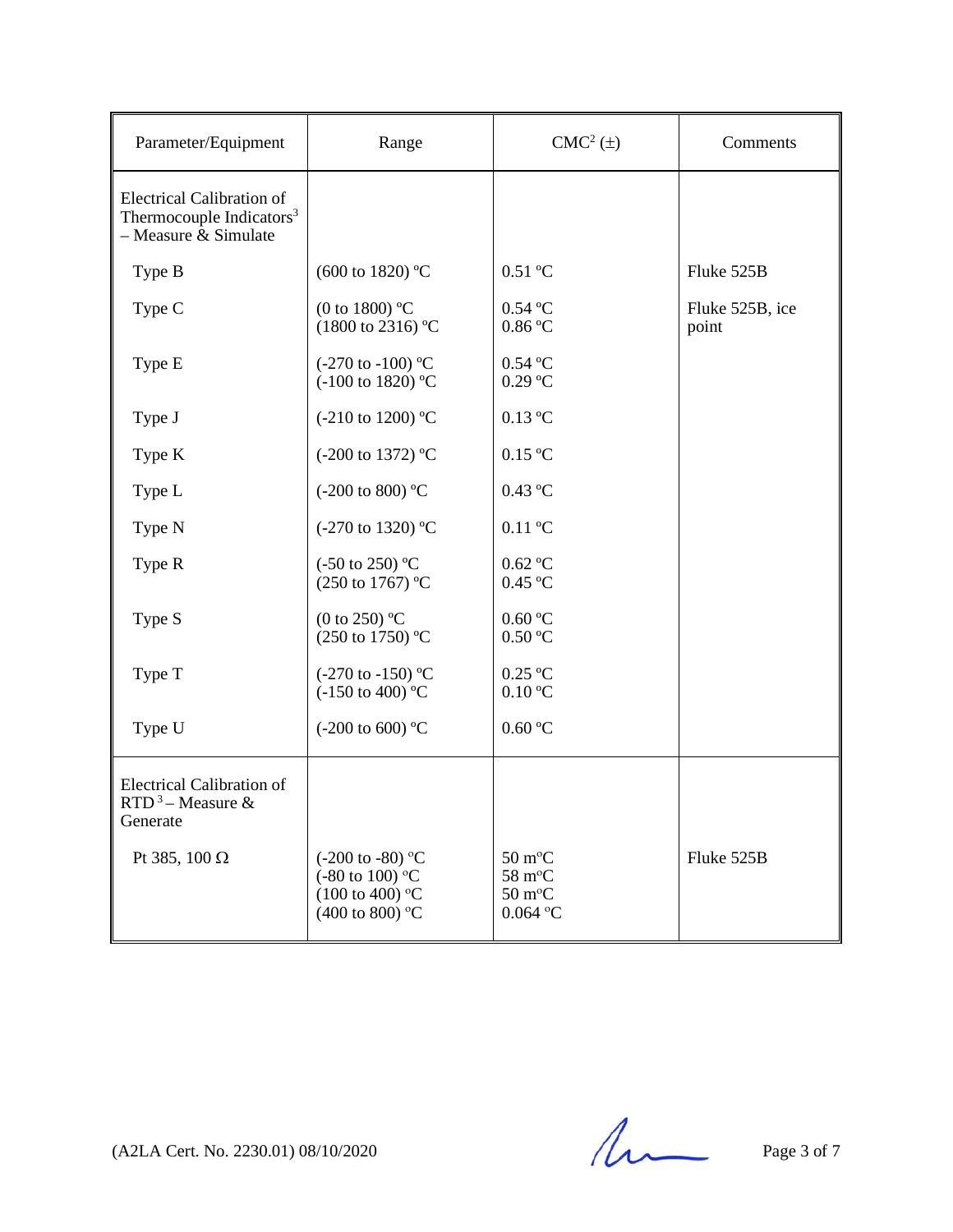| Parameter/Equipment | Range | CMC[2] (±) | Comments |
|---|---|---|---|
| Electrical Calibration of Thermocouple Indicators[3] – Measure & Simulate | | | |
| Type B | (600 to 1820) °C | 0.51 °C | Fluke 525B |
| Type C | (0 to 1800) °C<br>(1800 to 2316) °C | 0.54 °C<br>0.86 °C | Fluke 525B, ice point |
| Type E | (-270 to -100) °C<br>(-100 to 1820) °C | 0.54 °C<br>0.29 °C | |
| Type J | (-210 to 1200) °C | 0.13 °C | |
| Type K | (-200 to 1372) °C | 0.15 °C | |
| Type L | (-200 to 800) °C | 0.43 °C | |
| Type N | (-270 to 1320) °C | 0.11 °C | |
| Type R | (-50 to 250) °C<br>(250 to 1767) °C | 0.62 °C<br>0.45 °C | |
| Type S | (0 to 250) °C<br>(250 to 1750) °C | 0.60 °C<br>0.50 °C | |
| Type T | (-270 to -150) °C<br>(-150 to 400) °C | 0.25 °C<br>0.10 °C | |
| Type U | (-200 to 600) °C | 0.60 °C | |
| Electrical Calibration of RTD[3] – Measure & Generate | | | |
| Pt 385, 100 Ω | (-200 to -80) °C<br>(-80 to 100) °C<br>(100 to 400) °C<br>(400 to 800) °C | 50 m°C<br>58 m°C<br>50 m°C<br>0.064 °C | Fluke 525B |

(A2LA Cert. No. 2230.01) 08/10/2020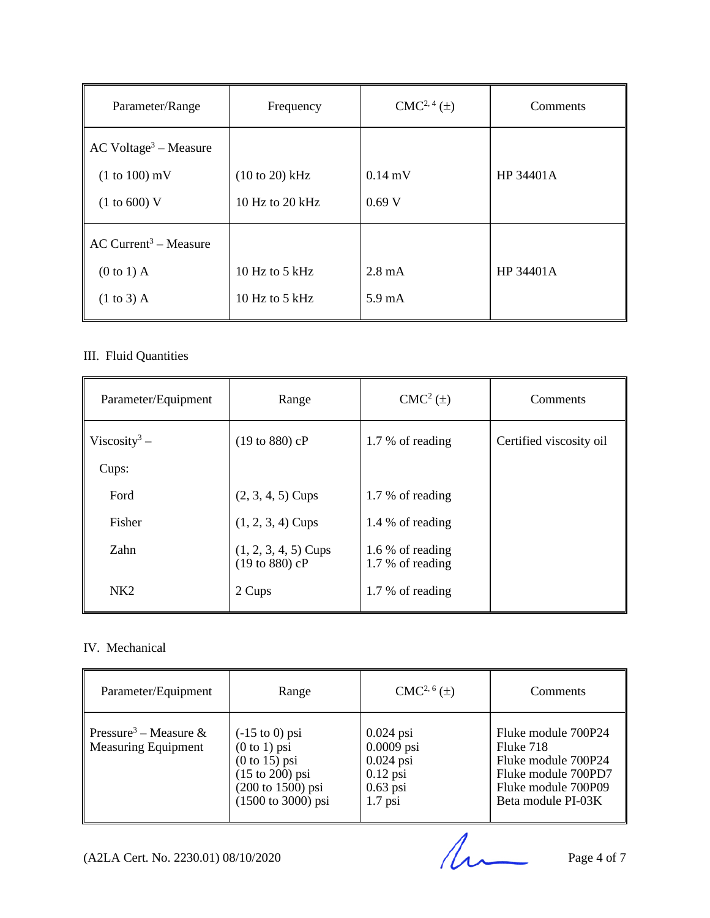| Parameter/Range | Frequency | CMC[2, 4] (±) | Comments |
|---|---|---|---|
| AC Voltage[3] – Measure | | | |
| (1 to 100) mV | (10 to 20) kHz | 0.14 mV | HP 34401A |
| (1 to 600) V | 10 Hz to 20 kHz | 0.69 V | |
| AC Current[3] – Measure | | | |
| (0 to 1) A | 10 Hz to 5 kHz | 2.8 mA | HP 34401A |
| (1 to 3) A | 10 Hz to 5 kHz | 5.9 mA | |

III. Fluid Quantities

| Parameter/Equipment | Range | CMC[2] (±) | Comments |
|---|---|---|---|
| Viscosity[3] – | (19 to 880) cP | 1.7 % of reading | Certified viscosity oil |
| Cups: | | | |
| Ford | (2, 3, 4, 5) Cups | 1.7 % of reading | |
| Fisher | (1, 2, 3, 4) Cups | 1.4 % of reading | |
| Zahn | (1, 2, 3, 4, 5) Cups<br>(19 to 880) cP | 1.6 % of reading<br>1.7 % of reading | |
| NK2 | 2 Cups | 1.7 % of reading | |

IV. Mechanical

| Parameter/Equipment | Range | CMC[2, 6] (±) | Comments |
|---|---|---|---|
| Pressure[3] – Measure & Measuring Equipment | (-15 to 0) psi<br>(0 to 1) psi<br>(0 to 15) psi<br>(15 to 200) psi<br>(200 to 1500) psi<br>(1500 to 3000) psi | 0.024 psi<br>0.0009 psi<br>0.024 psi<br>0.12 psi<br>0.63 psi<br>1.7 psi | Fluke module 700P24<br>Fluke 718<br>Fluke module 700P24<br>Fluke module 700PD7<br>Fluke module 700P09<br>Beta module PI-03K |

(A2LA Cert. No. 2230.01) 08/10/2020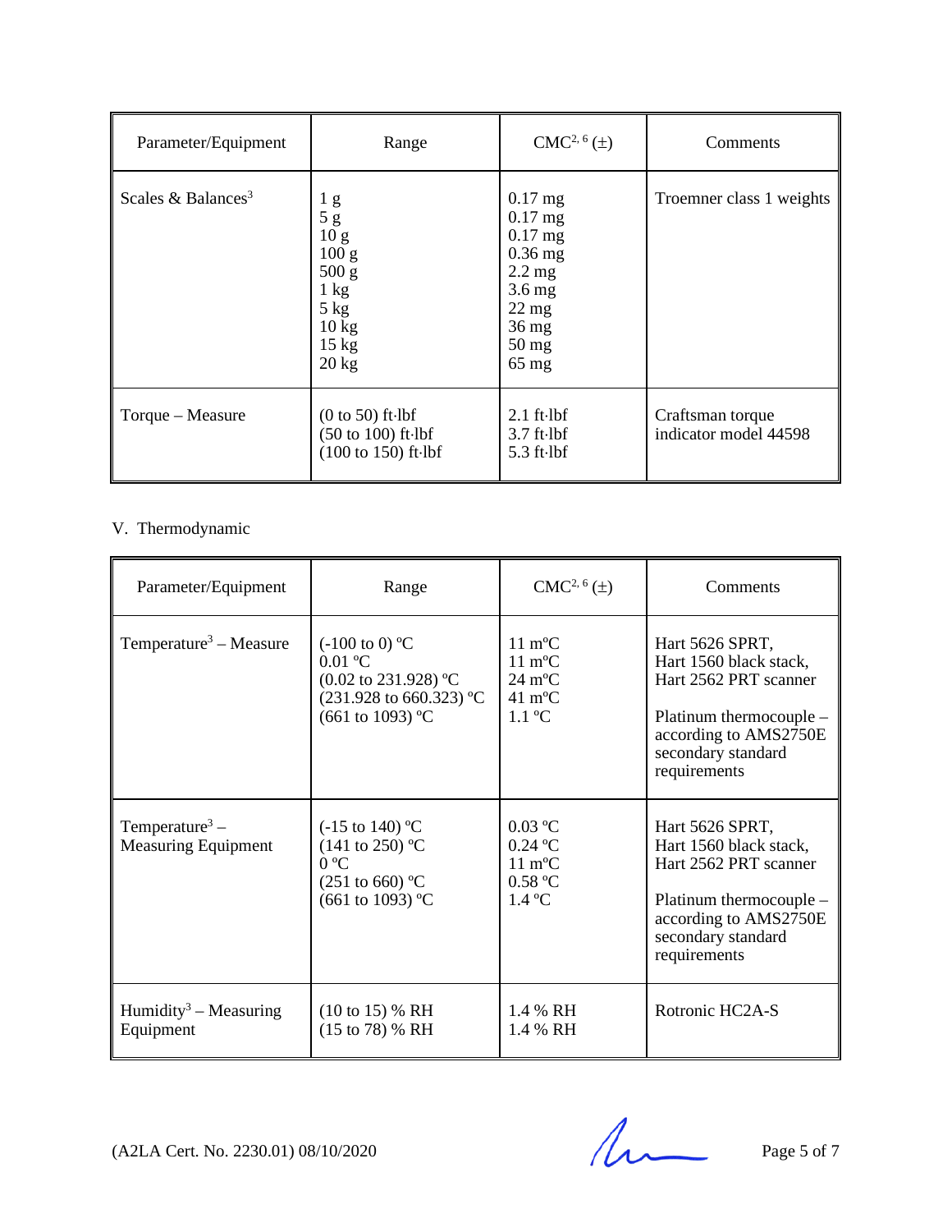| Parameter/Equipment | Range | CMC[2, 6] (±) | Comments |
|---|---|---|---|
| Scales & Balances[3] | 1 g<br>5 g<br>10 g<br>100 g<br>500 g<br>1 kg<br>5 kg<br>10 kg<br>15 kg<br>20 kg | 0.17 mg<br>0.17 mg<br>0.17 mg<br>0.36 mg<br>2.2 mg<br>3.6 mg<br>22 mg<br>36 mg<br>50 mg<br>65 mg | Troemner class 1 weights |
| Torque – Measure | (0 to 50) ft·lbf<br>(50 to 100) ft·lbf<br>(100 to 150) ft·lbf | 2.1 ft·lbf<br>3.7 ft·lbf<br>5.3 ft·lbf | Craftsman torque indicator model 44598 |

V. Thermodynamic

| Parameter/Equipment | Range | CMC[2, 6] (±) | Comments |
|---|---|---|---|
| Temperature[3] – Measure | (-100 to 0) ºC<br>0.01 ºC<br>(0.02 to 231.928) ºC<br>(231.928 to 660.323) ºC<br>(661 to 1093) ºC | 11 mºC<br>11 mºC<br>24 mºC<br>41 mºC<br>1.1 ºC | Hart 5626 SPRT,<br>Hart 1560 black stack,<br>Hart 2562 PRT scanner<br><br>Platinum thermocouple – according to AMS2750E secondary standard requirements |
| Temperature[3] – Measuring Equipment | (-15 to 140) ºC<br>(141 to 250) ºC<br>0 ºC<br>(251 to 660) ºC<br>(661 to 1093) ºC | 0.03 ºC<br>0.24 ºC<br>11 mºC<br>0.58 ºC<br>1.4 ºC | Hart 5626 SPRT,<br>Hart 1560 black stack,<br>Hart 2562 PRT scanner<br><br>Platinum thermocouple – according to AMS2750E secondary standard requirements |
| Humidity[3] – Measuring Equipment | (10 to 15) % RH<br>(15 to 78) % RH | 1.4 % RH<br>1.4 % RH | Rotronic HC2A-S |

(A2LA Cert. No. 2230.01) 08/10/2020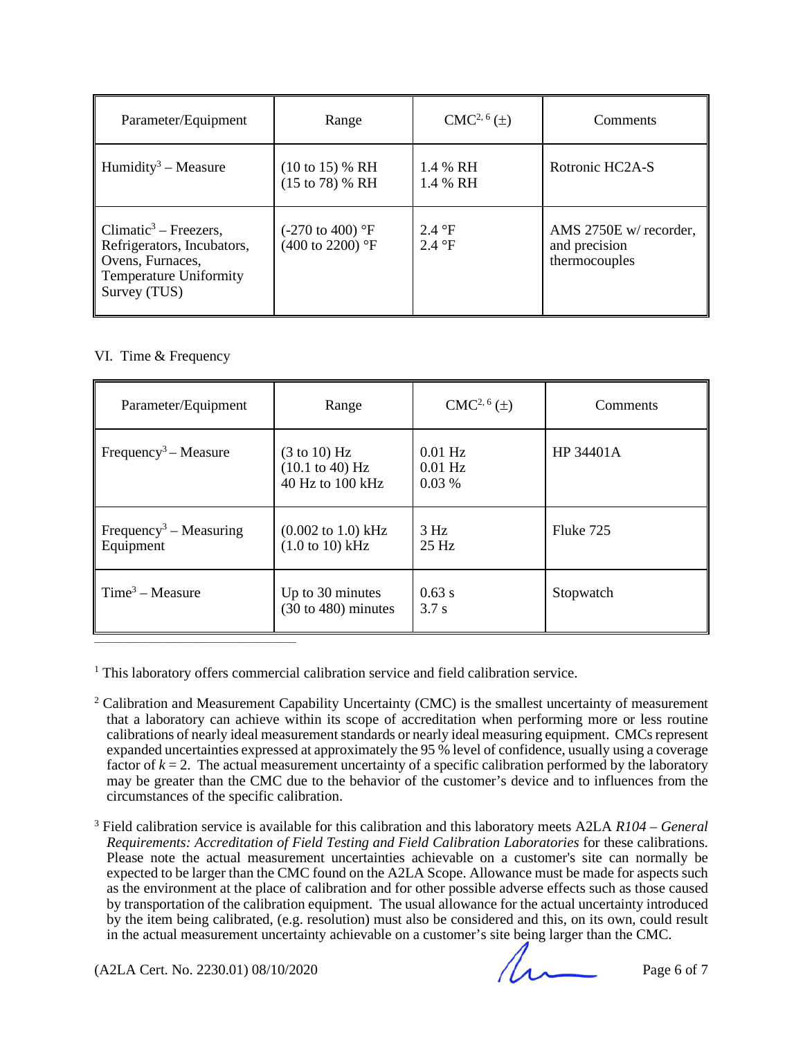| Parameter/Equipment | Range | CMC[2, 6] (±) | Comments |
|---|---|---|---|
| Humidity[3] – Measure | (10 to 15) % RH<br>(15 to 78) % RH | 1.4 % RH<br>1.4 % RH | Rotronic HC2A-S |
| Climatic[3] – Freezers, Refrigerators, Incubators, Ovens, Furnaces, Temperature Uniformity Survey (TUS) | (-270 to 400) °F<br>(400 to 2200) °F | 2.4 °F<br>2.4 °F | AMS 2750E w/ recorder, and precision thermocouples |

VI. Time & Frequency

| Parameter/Equipment | Range | CMC[2, 6] (±) | Comments |
|---|---|---|---|
| Frequency[3] – Measure | (3 to 10) Hz<br>(10.1 to 40) Hz<br>40 Hz to 100 kHz | 0.01 Hz<br>0.01 Hz<br>0.03 % | HP 34401A |
| Frequency[3] – Measuring Equipment | (0.002 to 1.0) kHz<br>(1.0 to 10) kHz | 3 Hz<br>25 Hz | Fluke 725 |
| Time[3] – Measure | Up to 30 minutes<br>(30 to 480) minutes | 0.63 s<br>3.7 s | Stopwatch |

---

[1] This laboratory offers commercial calibration service and field calibration service.

[2] Calibration and Measurement Capability Uncertainty (CMC) is the smallest uncertainty of measurement that a laboratory can achieve within its scope of accreditation when performing more or less routine calibrations of nearly ideal measurement standards or nearly ideal measuring equipment. CMCs represent expanded uncertainties expressed at approximately the 95 % level of confidence, usually using a coverage factor of $k = 2$. The actual measurement uncertainty of a specific calibration performed by the laboratory may be greater than the CMC due to the behavior of the customer's device and to influences from the circumstances of the specific calibration.

[3] Field calibration service is available for this calibration and this laboratory meets A2LA *R104 – General Requirements: Accreditation of Field Testing and Field Calibration Laboratories* for these calibrations. Please note the actual measurement uncertainties achievable on a customer's site can normally be expected to be larger than the CMC found on the A2LA Scope. Allowance must be made for aspects such as the environment at the place of calibration and for other possible adverse effects such as those caused by transportation of the calibration equipment. The usual allowance for the actual uncertainty introduced by the item being calibrated, (e.g. resolution) must also be considered and this, on its own, could result in the actual measurement uncertainty achievable on a customer's site being larger than the CMC.

(A2LA Cert. No. 2230.01) 08/10/2020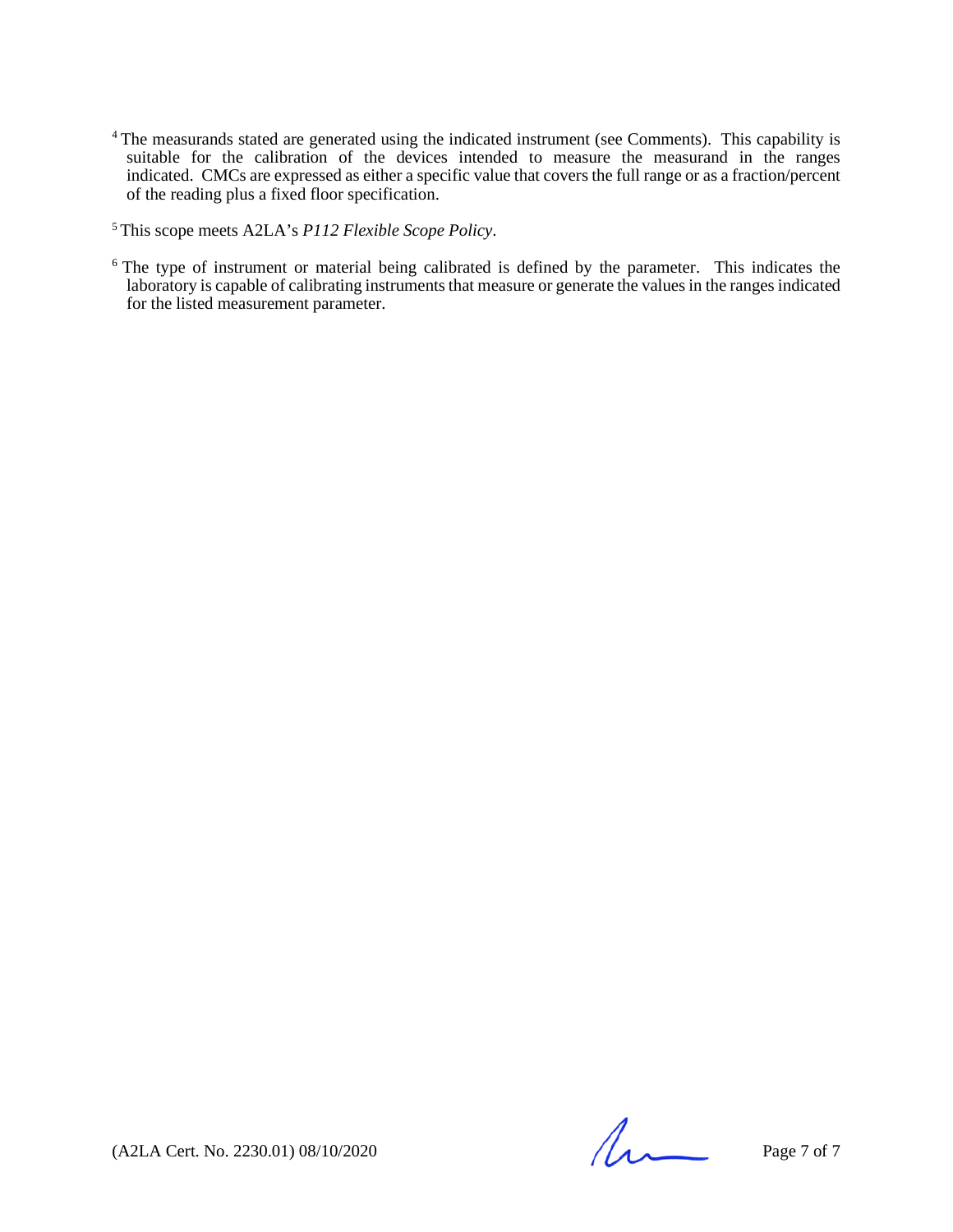[4] The measurands stated are generated using the indicated instrument (see Comments). This capability is suitable for the calibration of the devices intended to measure the measurand in the ranges indicated. CMCs are expressed as either a specific value that covers the full range or as a fraction/percent of the reading plus a fixed floor specification.

[5] This scope meets A2LA's *P112 Flexible Scope Policy*.

[6] The type of instrument or material being calibrated is defined by the parameter. This indicates the laboratory is capable of calibrating instruments that measure or generate the values in the ranges indicated for the listed measurement parameter.

(A2LA Cert. No. 2230.01) 08/10/2020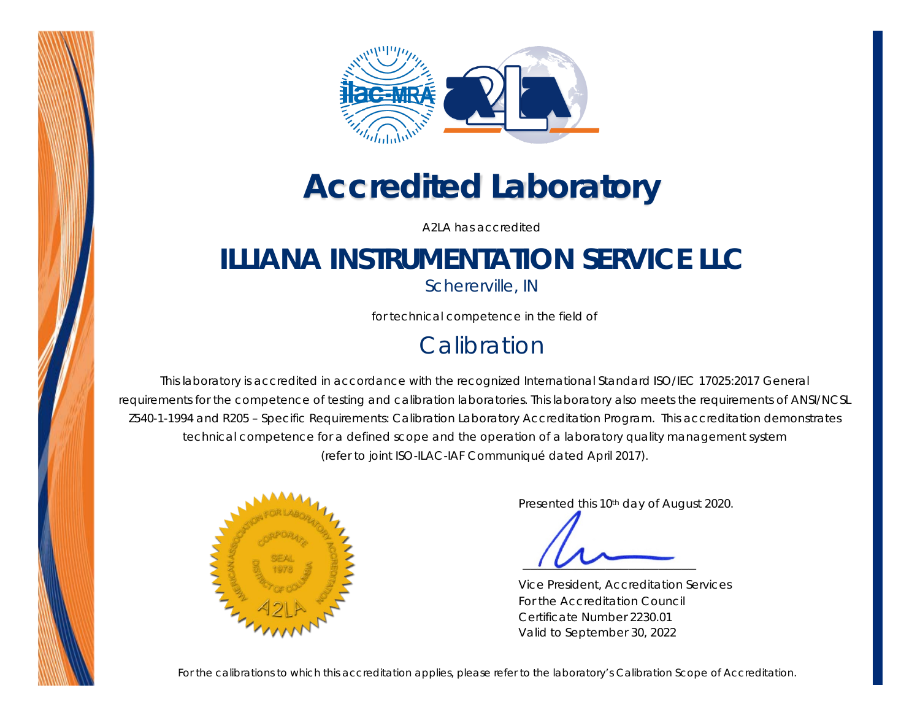# Accredited Laboratory

A2LA has accredited

## ILLIANA INSTRUMENTATION SERVICE LLC

Schererville, IN

for technical competence in the field of

## Calibration

This laboratory is accredited in accordance with the recognized International Standard ISO/IEC 17025:2017 General requirements for the competence of testing and calibration laboratories. This laboratory also meets the requirements of ANSI/NCSL Z540-1-1994 and R205 – Specific Requirements: Calibration Laboratory Accreditation Program. This accreditation demonstrates technical competence for a defined scope and the operation of a laboratory quality management system (refer to joint ISO-ILAC-IAF Communiqué dated April 2017).

Presented this 10th day of August 2020.

Vice President, Accreditation Services
For the Accreditation Council
Certificate Number 2230.01
Valid to September 30, 2022

For the calibrations to which this accreditation applies, please refer to the laboratory's Calibration Scope of Accreditation.